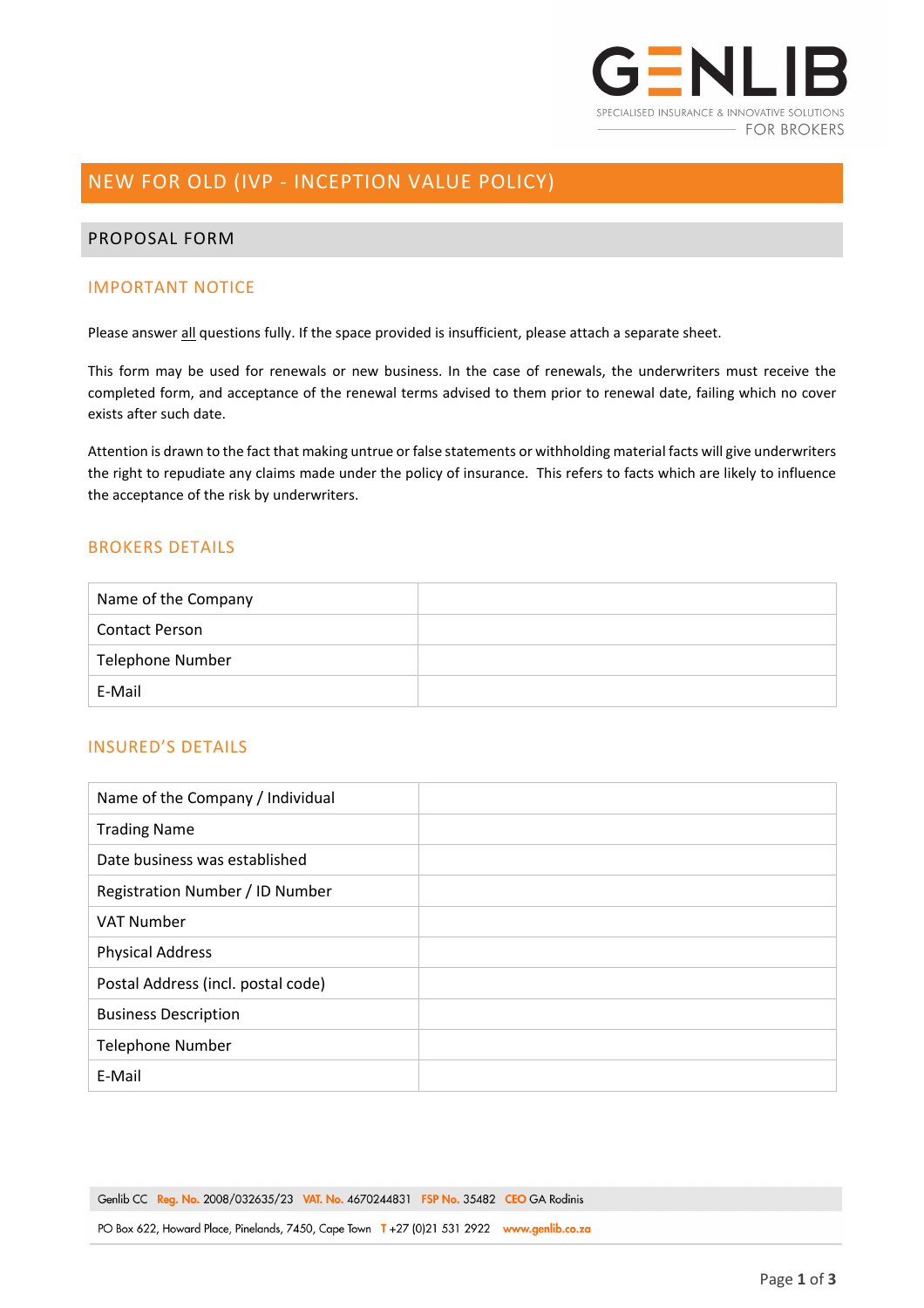# NEW FOR OLD (IVP - INCEPTION VALUE POLICY)

## PROPOSAL FORM

### IMPORTANT NOTICE

Please answer all questions fully. If the space provided is insufficient, please attach a separate sheet.

This form may be used for renewals or new business. In the case of renewals, the underwriters must receive the completed form, and acceptance of the renewal terms advised to them prior to renewal date, failing which no cover exists after such date.

Attention is drawn to the fact that making untrue or false statements or withholding material facts will give underwriters the right to repudiate any claims made under the policy of insurance. This refers to facts which are likely to influence the acceptance of the risk by underwriters.

### BROKERS DETAILS

| | |
|---|---|
| Name of the Company | |
| Contact Person | |
| Telephone Number | |
| E-Mail | |

### INSURED'S DETAILS

| | |
|---|---|
| Name of the Company / Individual | |
| Trading Name | |
| Date business was established | |
| Registration Number / ID Number | |
| VAT Number | |
| Physical Address | |
| Postal Address (incl. postal code) | |
| Business Description | |
| Telephone Number | |
| E-Mail | |

Genlib CC Reg. No. 2008/032635/23 VAT. No. 4670244831 FSP No. 35482 CEO GA Rodinis

PO Box 622, Howard Place, Pinelands, 7450, Cape Town T +27 (0)21 531 2922 www.genlib.co.za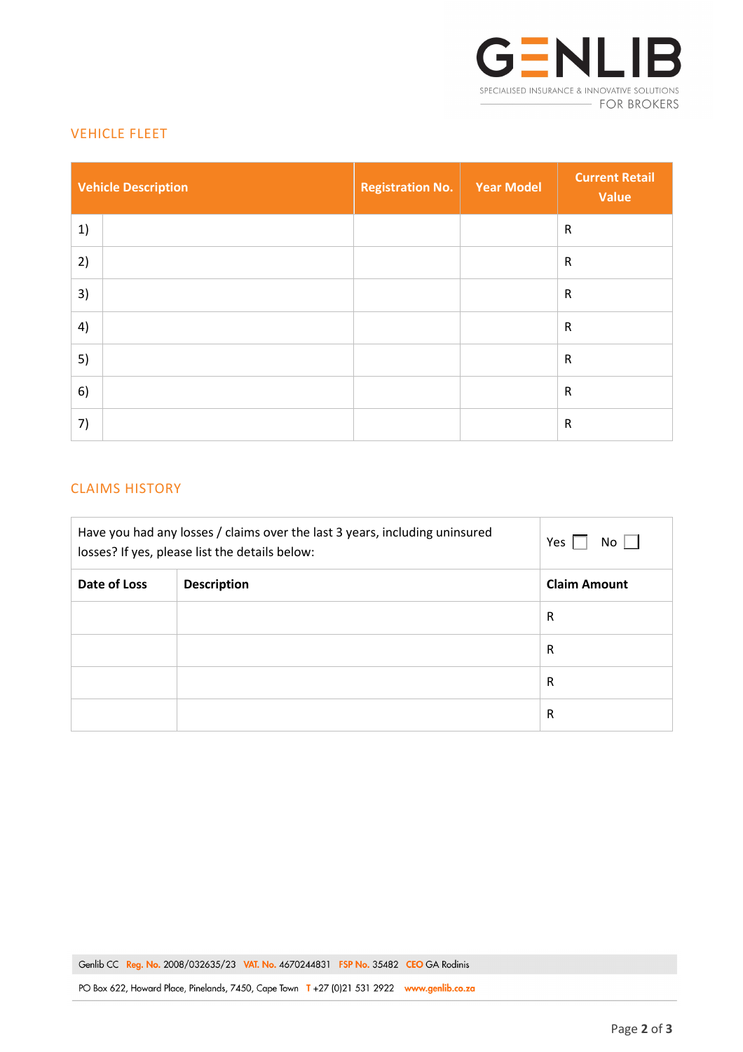## VEHICLE FLEET

| | Vehicle Description | Registration No. | Year Model | Current Retail Value |
|---|---|---|---|---|
| 1) | | | | R |
| 2) | | | | R |
| 3) | | | | R |
| 4) | | | | R |
| 5) | | | | R |
| 6) | | | | R |
| 7) | | | | R |

## CLAIMS HISTORY

| Have you had any losses / claims over the last 3 years, including uninsured losses? If yes, please list the details below: | | Yes ☐ No ☐ |
|---|---|---|
| **Date of Loss** | **Description** | **Claim Amount** |
| | | R |
| | | R |
| | | R |
| | | R |

Genlib CC Reg. No. 2008/032635/23 VAT. No. 4670244831 FSP No. 35482 CEO GA Rodinis

PO Box 622, Howard Place, Pinelands, 7450, Cape Town T +27 (0)21 531 2922 www.genlib.co.za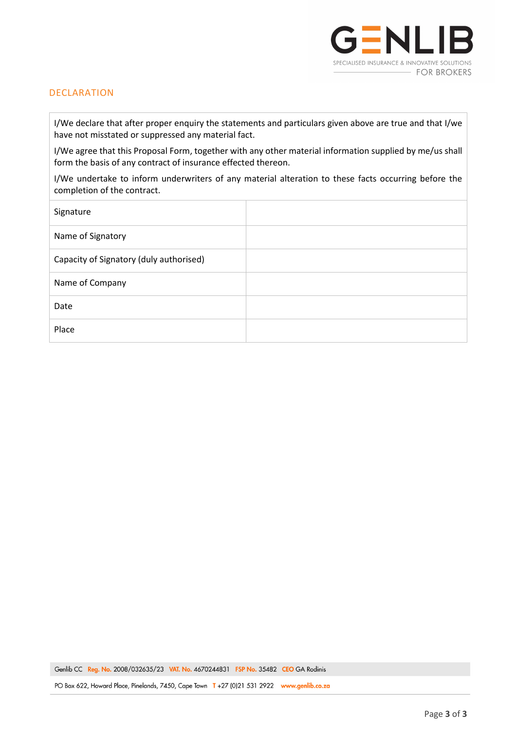## DECLARATION

I/We declare that after proper enquiry the statements and particulars given above are true and that I/we have not misstated or suppressed any material fact.

I/We agree that this Proposal Form, together with any other material information supplied by me/us shall form the basis of any contract of insurance effected thereon.

I/We undertake to inform underwriters of any material alteration to these facts occurring before the completion of the contract.

| | |
|---|---|
| Signature | |
| Name of Signatory | |
| Capacity of Signatory (duly authorised) | |
| Name of Company | |
| Date | |
| Place | |

Genlib CC Reg. No. 2008/032635/23 VAT. No. 4670244831 FSP No. 35482 CEO GA Rodinis

PO Box 622, Howard Place, Pinelands, 7450, Cape Town T +27 (0)21 531 2922 www.genlib.co.za